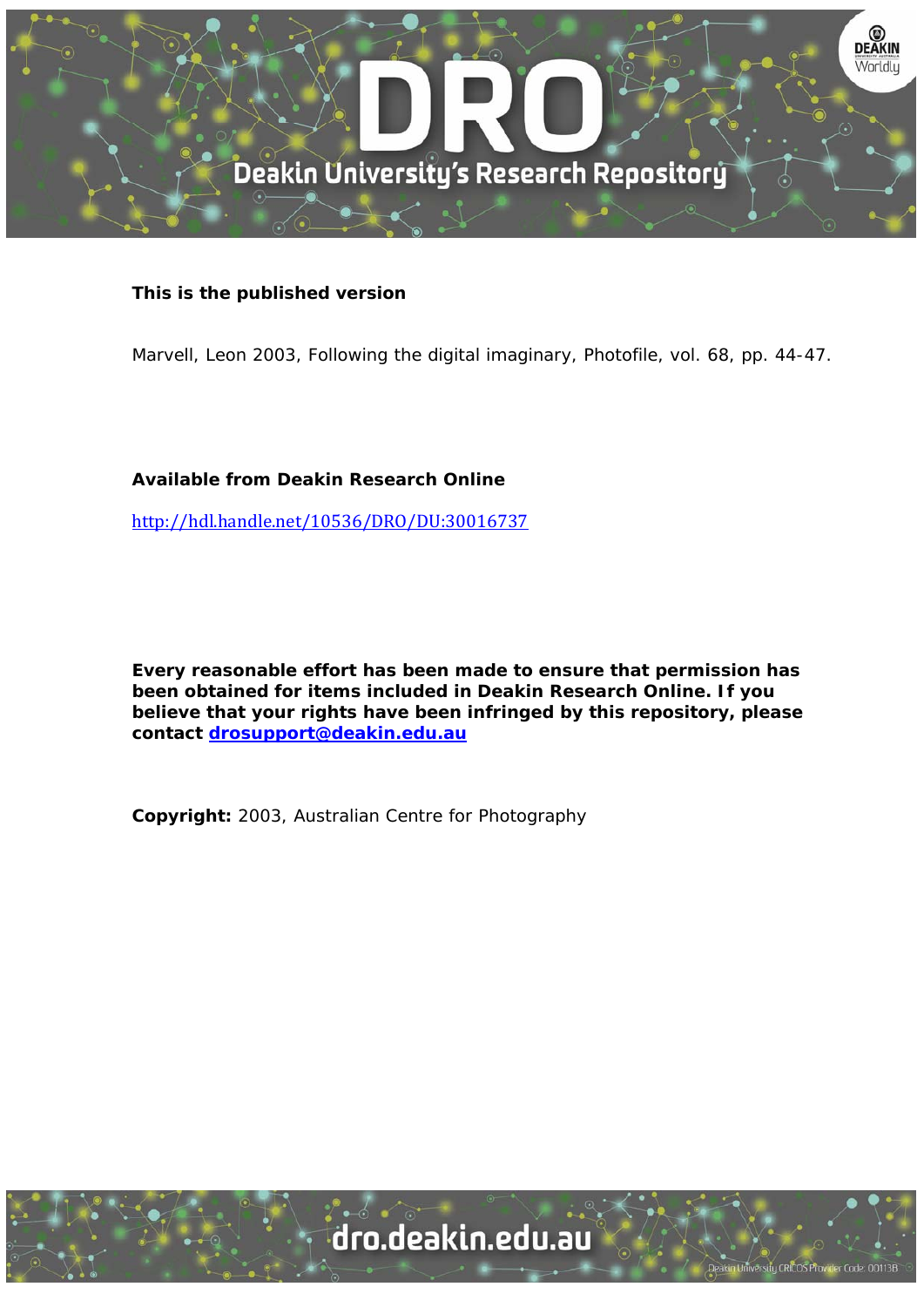**This is the published version**

Marvell, Leon 2003, Following the digital imaginary, Photofile, vol. 68, pp. 44-47.

**Available from Deakin Research Online**

http://hdl.handle.net/10536/DRO/DU:30016737

**Every reasonable effort has been made to ensure that permission has been obtained for items included in Deakin Research Online. If you believe that your rights have been infringed by this repository, please contact drosupport@deakin.edu.au**

**Copyright:** 2003, Australian Centre for Photography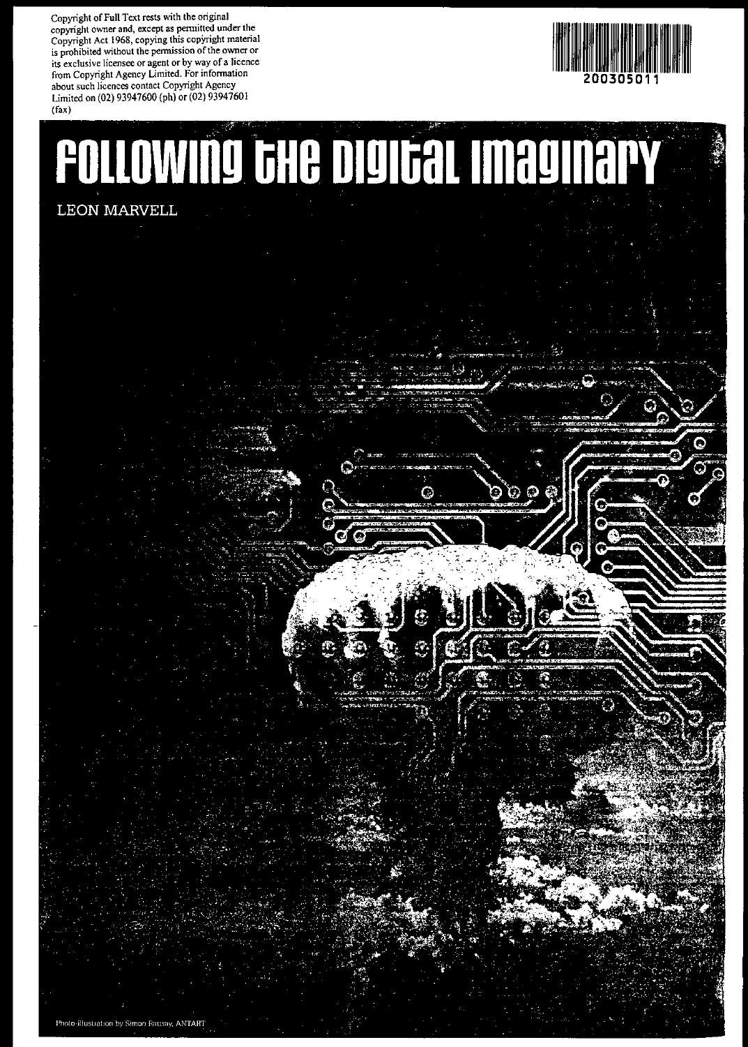Copyright of Full Text rests with the original copyright owner and, except as permitted under the Copyright Act 1968, copying this copyright material is prohibited without the permission of the owner or its exclusive licensee or agent or by way of a licence from Copyright Agency Limited. For information about such licences contact Copyright Agency Limited on (02) 93947600 (ph) or (02) 93947601 (fax)

200305011

# FOLLOWING THE DIGITAL IMAGINARY

LEON MARVELL

Photo-illustration by Simon Rattray, ANTART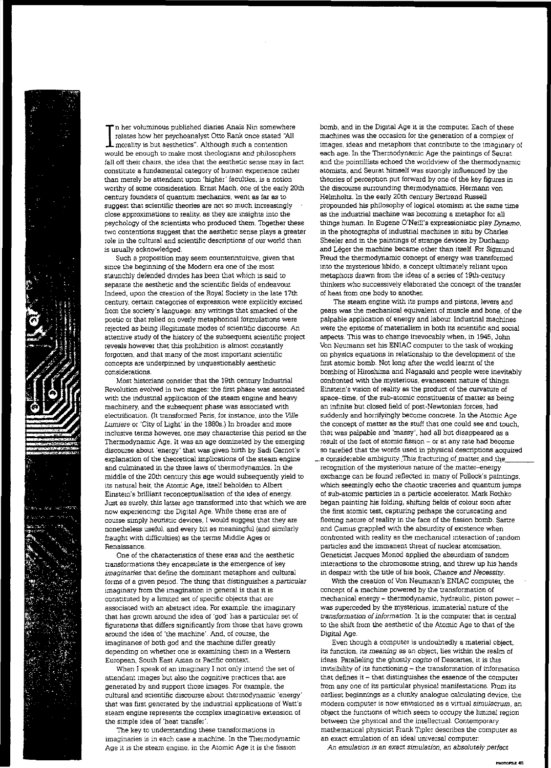In her voluminous published diaries Anaïs Nin somewhere relates how her psychoanalyst Otto Rank once stated "All morality is but aesthetics". Although such a contention would be enough to make most theologians and philosophers fall off their chairs, the idea that the aesthetic sense may in fact constitute a fundamental category of human experience rather than merely be attendant upon 'higher' faculties, is a notion worthy of some consideration. Ernst Mach, one of the early 20th century founders of quantum mechanics, went as far as to suggest that scientific theories are not so much increasingly close approximations to reality, as they are insights into the psychology of the scientists who produced them. Together these two contentions suggest that the aesthetic sense plays a greater role in the cultural and scientific descriptions of our world than is usually acknowledged.

Such a proposition may seem counterintuitive, given that since the beginning of the Modern era one of the most staunchly defended divides has been that which is said to separate the aesthetic and the scientific fields of endeavour. Indeed, upon the creation of the Royal Society in the late 17th century, certain categories of expression were explicitly excised from the society's language: any writings that smacked of the poetic or that relied on overly metaphorical formulations were rejected as being illegitimate modes of scientific discourse. An attentive study of the history of the subsequent scientific project reveals however that this prohibition is almost constantly forgotten, and that many of the most important scientific concepts are underpinned by unquestionably aesthetic considerations.

Most historians consider that the 19th century Industrial Revolution evolved in two stages: the first phase was associated with the industrial application of the steam engine and heavy machinery, and the subsequent phase was associated with electrification. (It transformed Paris, for instance, into the *Ville Lumiere* or 'City of Light' in the 1880s.) In broader and more inclusive terms however, one may characterise this period as the Thermodynamic Age. It was an age dominated by the emerging discourse about 'energy' that was given birth by Sadi Carnot's explanation of the theoretical implications of the steam engine and culminated in the three laws of thermodynamics. In the middle of the 20th century this age would subsequently yield to its natural heir, the Atomic Age, itself beholden to Albert Einstein's brilliant reconceptualisation of the idea of energy. Just as surely, this latter age transformed into that which we are now experiencing: the Digital Age. While these eras are of course simply heuristic devices, I would suggest that they are nonetheless useful, and every bit as meaningful (and similarly fraught with difficulties) as the terms Middle Ages or Renaissance.

One of the characteristics of these eras and the aesthetic transformations they encapsulate is the emergence of key *imaginaries* that define the dominant metaphors and cultural forms of a given period. The thing that distinguishes a *particular* imaginary from the imagination in general is that it is constituted by a limited set of specific objects that are associated with an abstract idea. For example, the imaginary that has grown around the idea of 'god' has a particular set of figurations that differs significantly from those that have grown around the idea of 'the machine'. And, of course, the imaginaries of both god and the machine differ greatly depending on whether one is examining them in a Western European, South East Asian or Pacific context.

When I speak of an imaginary I not only intend the set of attendant images but also the cognitive practices that are generated by and support those images. For example, the cultural and scientific discourse about thermodynamic 'energy' that was first generated by the industrial applications of Watt's steam engine represents the complex imaginative extension of the simple idea of 'heat transfer'.

The key to understanding these transformations in imaginaries is in each case a machine. In the Thermodynamic Age it is the steam engine, in the Atomic Age it is the fission bomb, and in the Digital Age it is the computer. Each of these machines was the occasion for the generation of a complex of images, ideas and metaphors that contribute to the imaginary of each age. In the Thermodynamic Age the paintings of Seurat and the pointillists echoed the worldview of the thermodynamic atomists, and Seurat himself was strongly influenced by the theories of perception put forward by one of the key figures in the discourse surrounding thermodynamics, Hermann von Helmholtz. In the early 20th century Bertrand Russell propounded his philosophy of logical atomism at the same time as the industrial machine was becoming a metaphor for all things human. In Eugene O'Neill's expressionistic play *Dynamo*, in the photographs of industrial machines in situ by Charles Sheeler and in the paintings of strange devices by Duchamp and Léger the machine became other than itself. For Sigmund Freud the thermodynamic concept of energy was transformed into the mysterious libido, a concept ultimately reliant upon metaphors drawn from the ideas of a series of 19th-century thinkers who successively elaborated the concept of the transfer of heat from one body to another.

The steam engine with its pumps and pistons, levers and gears was the mechanical equivalent of muscle and bone, of the palpable application of energy and labour. Industrial machines were the epitome of materialism in both its scientific and social aspects. This was to change irrevocably when, in 1945, John Von Neumann set his ENIAC computer to the task of working on physics equations in relationship to the development of the first atomic bomb. Not long after the world learnt of the bombing of Hiroshima and Nagasaki and people were inevitably confronted with the mysterious, evanescent nature of things. Einstein's vision of reality as the product of the curvature of space-time, of the sub-atomic constituents of matter as being an infinite but closed field of post-Newtonian forces, had suddenly and horrifyingly become concrete. In the Atomic Age the concept of matter as the stuff that one could see and touch, that was palpable and 'massy', had all but disappeared as a result of the fact of atomic fission – or at any rate had become so rarefied that the words used in physical descriptions acquired a considerable ambiguity. This fracturing of matter and the recognition of the mysterious nature of the matter-energy exchange can be found reflected in many of Pollock's paintings, which seemingly echo the chaotic traceries and quantum jumps of sub-atomic particles in a particle accelerator. Mark Rothko began painting his folding, shifting fields of colour soon after the first atomic test, capturing perhaps the coruscating and fleeting nature of reality in the face of the fission bomb. Sartre and Camus grappled with the absurdity of existence when confronted with reality as the mechanical interaction of random particles and the immanent threat of nuclear atomisation. Geneticist Jacques Monod applied the absurdism of random interactions to the chromosome string, and threw up his hands in despair with the title of his book, *Chance and Necessity*.

With the creation of Von Neumann's ENIAC computer, the concept of a machine powered by the transformation of mechanical energy – thermodynamic, hydraulic, piston power – was superceded by the mysterious, immaterial nature of the *transformation of information*. It is the computer that is central to the shift from the aesthetic of the Atomic Age to that of the Digital Age.

Even though a computer is undoubtedly a material object, its function, its *meaning* as an object, lies within the realm of ideas. Paralleling the ghostly *cogito* of Descartes, it is this invisibility of its functioning – the transformation of information that defines it – that distinguishes the essence of the computer from any one of its particular physical manifestations. From its earliest beginnings as a clunky analogue calculating device, the modern computer is now envisioned as a virtual *simulacrum*, an object the functions of which seem to occupy the liminal region between the physical and the intellectual. Contemporary mathematical physicist Frank Tipler describes the computer as an exact emulation of an ideal universal computer:

*An emulation is an exact simulation, an absolutely perfect*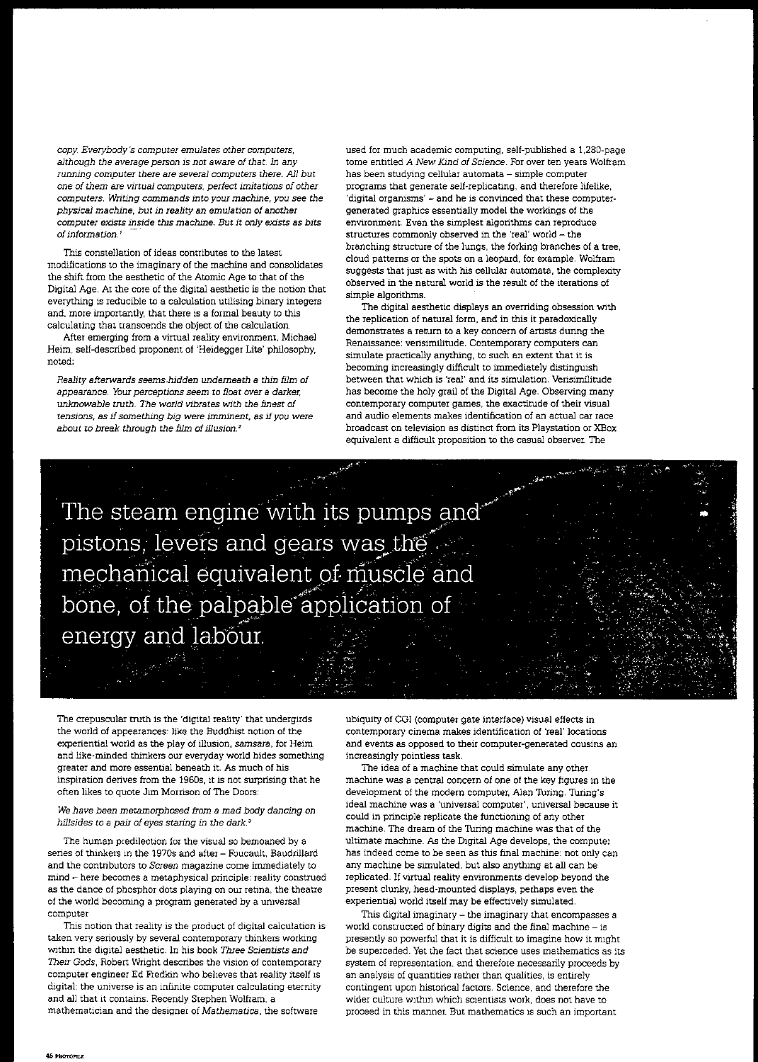*copy. Everybody's computer emulates other computers, although the average person is not aware of that. In any running computer there are several computers there. All but one of them are virtual computers, perfect imitations of other computers. Writing commands into your machine, you see the physical machine, but in reality an emulation of another computer exists inside this machine. But it only exists as bits of information.*[1]

This constellation of ideas contributes to the latest modifications to the imaginary of the machine and consolidates the shift from the aesthetic of the Atomic Age to that of the Digital Age. At the core of the digital aesthetic is the notion that everything is reducible to a calculation utilising binary integers and, more importantly, that there is a formal beauty to this calculating that transcends the object of the calculation.

After emerging from a virtual reality environment, Michael Heim, self-described proponent of 'Heidegger Lite' philosophy, noted:

*Reality afterwards seems hidden underneath a thin film of appearance. Your perceptions seem to float over a darker, unknowable truth. The world vibrates with the finest of tensions, as if something big were imminent, as if you were about to break through the film of illusion.*[2]

The crepuscular truth is the 'digital reality' that undergirds the world of appearances: like the Buddhist notion of the experiential world as the play of illusion, *samsara*, for Heim and like-minded thinkers our everyday world hides something greater and more essential beneath it. As much of his inspiration derives from the 1960s, it is not surprising that he often likes to quote Jim Morrison of The Doors:

*We have been metamorphosed from a mad body dancing on hillsides to a pair of eyes staring in the dark.*[3]

The human predilection for the visual so bemoaned by a series of thinkers in the 1970s and after – Foucault, Baudrillard and the contributors to *Screen* magazine come immediately to mind – here becomes a metaphysical principle: reality construed as the dance of phosphor dots playing on our retina, the theatre of the world becoming a program generated by a universal computer.

This notion that reality is the product of digital calculation is taken very seriously by several contemporary thinkers working within the digital aesthetic. In his book *Three Scientists and Their Gods*, Robert Wright describes the vision of contemporary computer engineer Ed Fredkin who believes that reality itself is digital: the universe is an infinite computer calculating eternity and all that it contains. Recently Stephen Wolfram, a mathematician and the designer of *Mathematica*, the software used for much academic computing, self-published a 1,280-page tome entitled *A New Kind of Science*. For over ten years Wolfram has been studying cellular automata – simple computer programs that generate self-replicating, and therefore lifelike, 'digital organisms' – and he is convinced that these computer-generated graphics essentially model the workings of the environment. Even the simplest algorithms can reproduce structures commonly observed in the 'real' world – the branching structure of the lungs, the forking branches of a tree, cloud patterns or the spots on a leopard, for example. Wolfram suggests that just as with his cellular automata, the complexity observed in the natural world is the result of the iterations of simple algorithms.

The digital aesthetic displays an overriding obsession with the replication of natural form, and in this it paradoxically demonstrates a return to a key concern of artists during the Renaissance: verisimilitude. Contemporary computers can simulate practically anything, to such an extent that it is becoming increasingly difficult to immediately distinguish between that which is 'real' and its simulation. Verisimilitude has become the holy grail of the Digital Age. Observing many contemporary computer games, the exactitude of their visual and audio elements makes identification of an actual car race broadcast on television as distinct from its Playstation or XBox equivalent a difficult proposition to the casual observer. The ubiquity of CGI (computer gate interface) visual effects in contemporary cinema makes identification of 'real' locations and events as opposed to their computer-generated cousins an increasingly pointless task.

The steam engine with its pumps and pistons, levers and gears was the mechanical equivalent of muscle and bone, of the palpable application of energy and labour.

The idea of a machine that could simulate any other machine was a central concern of one of the key figures in the development of the modern computer, Alan Turing. Turing's ideal machine was a 'universal computer', universal because it could in principle replicate the functioning of any other machine. The dream of the Turing machine was that of the ultimate machine. As the Digital Age develops, the computer has indeed come to be seen as this final machine: not only can any machine be simulated, but also anything at all can be replicated. If virtual reality environments develop beyond the present clunky, head-mounted displays, perhaps even the experiential world itself may be effectively simulated.

This digital imaginary – the imaginary that encompasses a world constructed of binary digits and the final machine – is presently so powerful that it is difficult to imagine how it might be superceded. Yet the fact that science uses mathematics as its system of representation, and therefore necessarily proceeds by an analysis of quantities rather than qualities, is entirely contingent upon historical factors. Science, and therefore the wider culture within which scientists work, does not have to proceed in this manner. But mathematics is such an important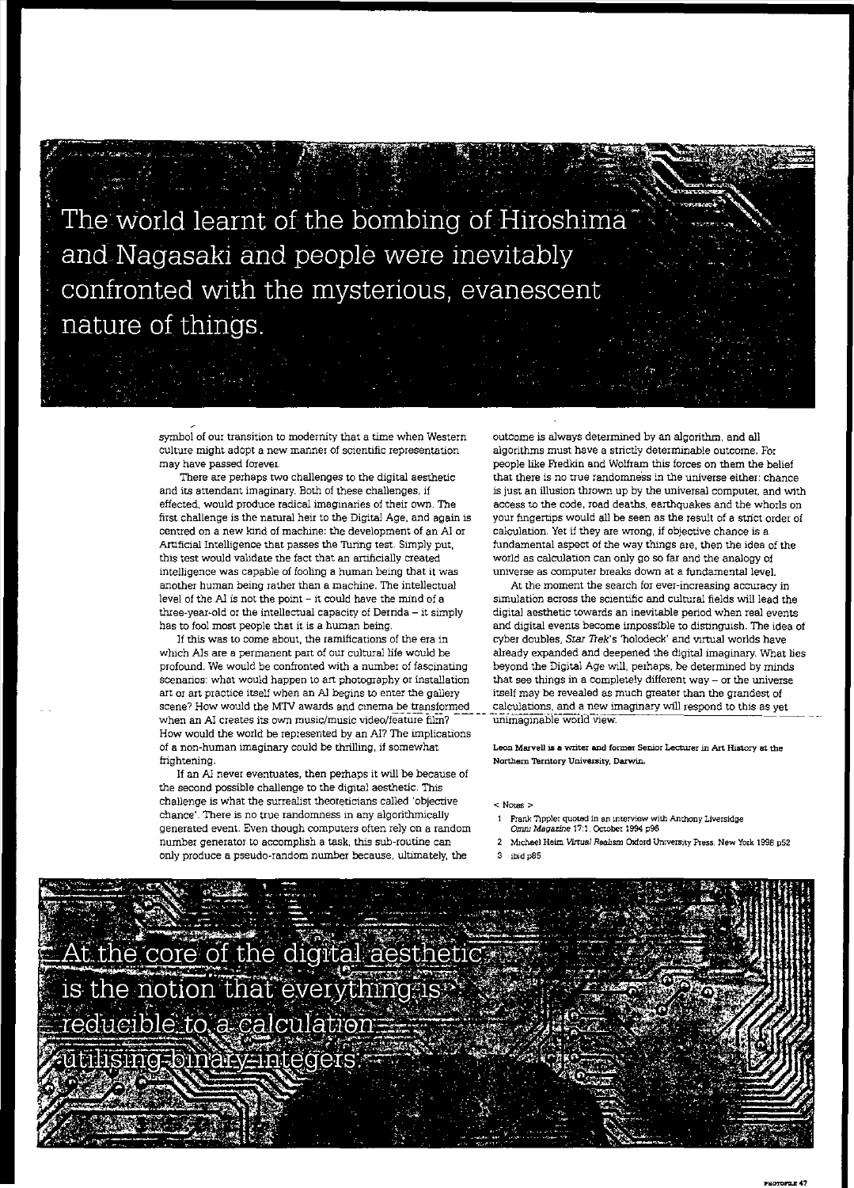The world learnt of the bombing of Hiroshima and Nagasaki and people were inevitably confronted with the mysterious, evanescent nature of things.

symbol of our transition to modernity that a time when Western culture might adopt a new manner of scientific representation may have passed forever.

There are perhaps two challenges to the digital aesthetic and its attendant imaginary. Both of these challenges, if effected, would produce radical imaginaries of their own. The first challenge is the natural heir to the Digital Age, and again is centred on a new kind of machine: the development of an AI or Artificial Intelligence that passes the Turing test. Simply put, this test would validate the fact that an artificially created intelligence was capable of fooling a human being that it was another human being rather than a machine. The intellectual level of the AI is not the point – it could have the mind of a three-year-old or the intellectual capacity of Derrida – it simply has to fool most people that it is a human being.

If this was to come about, the ramifications of the era in which AIs are a permanent part of our cultural life would be profound. We would be confronted with a number of fascinating scenarios: what would happen to art photography or installation art or art practice itself when an AI begins to enter the gallery scene? How would the MTV awards and cinema be transformed when an AI creates its own music/music video/feature film? How would the world be represented by an AI? The implications of a non-human imaginary could be thrilling, if somewhat frightening.

If an AI never eventuates, then perhaps it will be because of the second possible challenge to the digital aesthetic. This challenge is what the surrealist theoreticians called 'objective chance'. There is no true randomness in any algorithmically generated event. Even though computers often rely on a random number generator to accomplish a task, this sub-routine can only produce a pseudo-random number because, ultimately, the outcome is always determined by an algorithm, and all algorithms must have a strictly determinable outcome. For people like Fredkin and Wolfram this forces on them the belief that there is no true randomness in the universe either: chance is just an illusion thrown up by the universal computer, and with access to the code, road deaths, earthquakes and the whorls on your fingertips would all be seen as the result of a strict order of calculation. Yet if they are wrong, if objective chance is a fundamental aspect of the way things are, then the idea of the world as calculation can only go so far and the analogy of universe as computer breaks down at a fundamental level.

At the moment the search for ever-increasing accuracy in simulation across the scientific and cultural fields will lead the digital aesthetic towards an inevitable period when real events and digital events become impossible to distinguish. The idea of cyber doubles, *Star Trek*'s 'holodeck' and virtual worlds have already expanded and deepened the digital imaginary. What lies beyond the Digital Age will, perhaps, be determined by minds that see things in a completely different way – or the universe itself may be revealed as much greater than the grandest of calculations, and a new imaginary will respond to this as yet unimaginable world view.

**Leon Marvell is a writer and former Senior Lecturer in Art History at the Northern Territory University, Darwin.**

< Notes >

1. Frank Tipler quoted in an interview with Anthony Liversidge *Omni Magazine* 17:1, October 1994 p96
2. Michael Heim *Virtual Realism* Oxford University Press, New York 1998 p52
3. ibid p85

At the core of the digital aesthetic is the notion that everything is reducible to a calculation utilising binary integers.